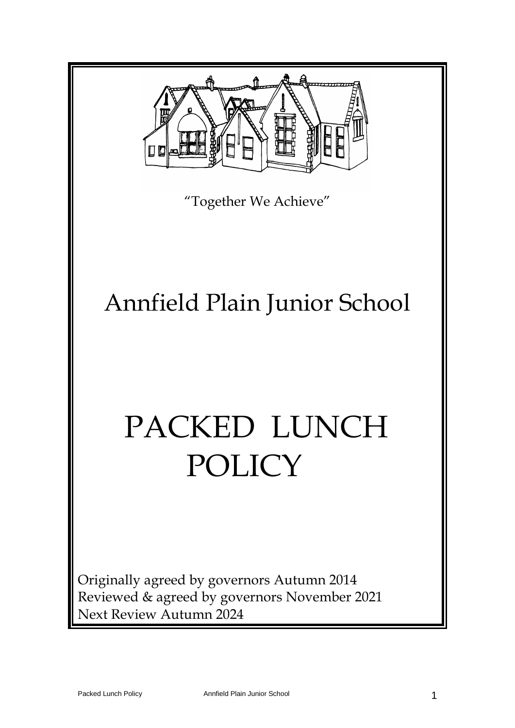"Together We Achieve"

# Annfield Plain Junior School

# PACKED LUNCH POLICY

Originally agreed by governors Autumn 2014
Reviewed & agreed by governors November 2021
Next Review Autumn 2024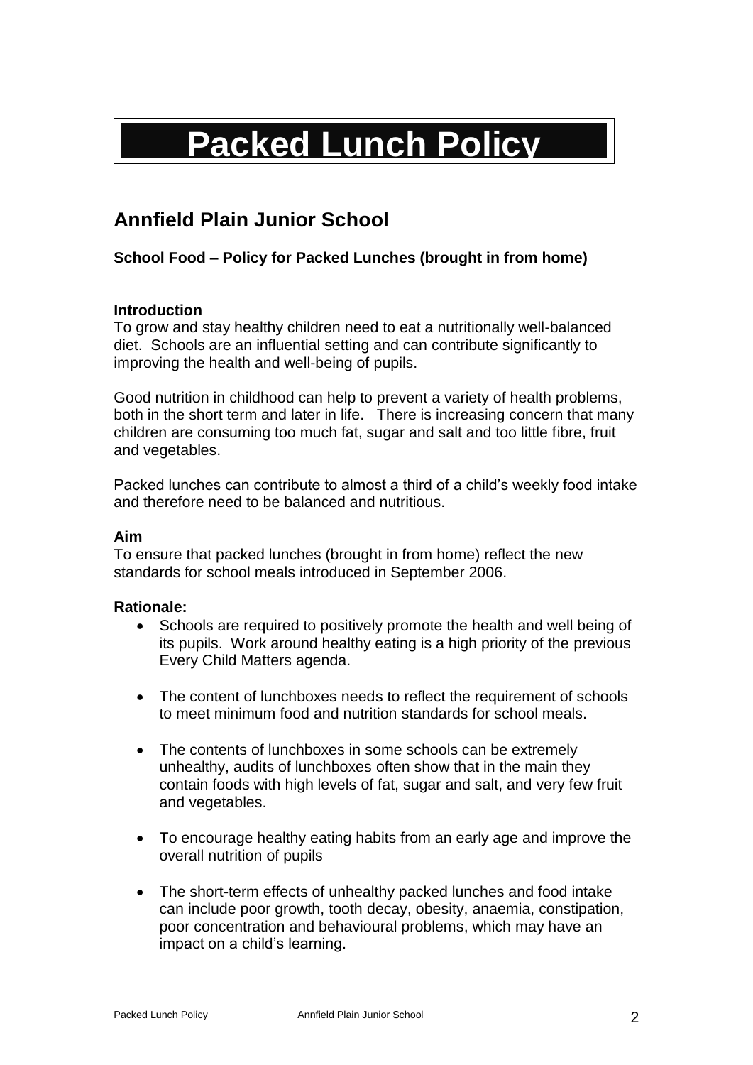# Packed Lunch Policy

## Annfield Plain Junior School

**School Food – Policy for Packed Lunches (brought in from home)**

**Introduction**

To grow and stay healthy children need to eat a nutritionally well-balanced diet. Schools are an influential setting and can contribute significantly to improving the health and well-being of pupils.

Good nutrition in childhood can help to prevent a variety of health problems, both in the short term and later in life. There is increasing concern that many children are consuming too much fat, sugar and salt and too little fibre, fruit and vegetables.

Packed lunches can contribute to almost a third of a child's weekly food intake and therefore need to be balanced and nutritious.

**Aim**

To ensure that packed lunches (brought in from home) reflect the new standards for school meals introduced in September 2006.

**Rationale:**

- Schools are required to positively promote the health and well being of its pupils. Work around healthy eating is a high priority of the previous Every Child Matters agenda.
- The content of lunchboxes needs to reflect the requirement of schools to meet minimum food and nutrition standards for school meals.
- The contents of lunchboxes in some schools can be extremely unhealthy, audits of lunchboxes often show that in the main they contain foods with high levels of fat, sugar and salt, and very few fruit and vegetables.
- To encourage healthy eating habits from an early age and improve the overall nutrition of pupils
- The short-term effects of unhealthy packed lunches and food intake can include poor growth, tooth decay, obesity, anaemia, constipation, poor concentration and behavioural problems, which may have an impact on a child's learning.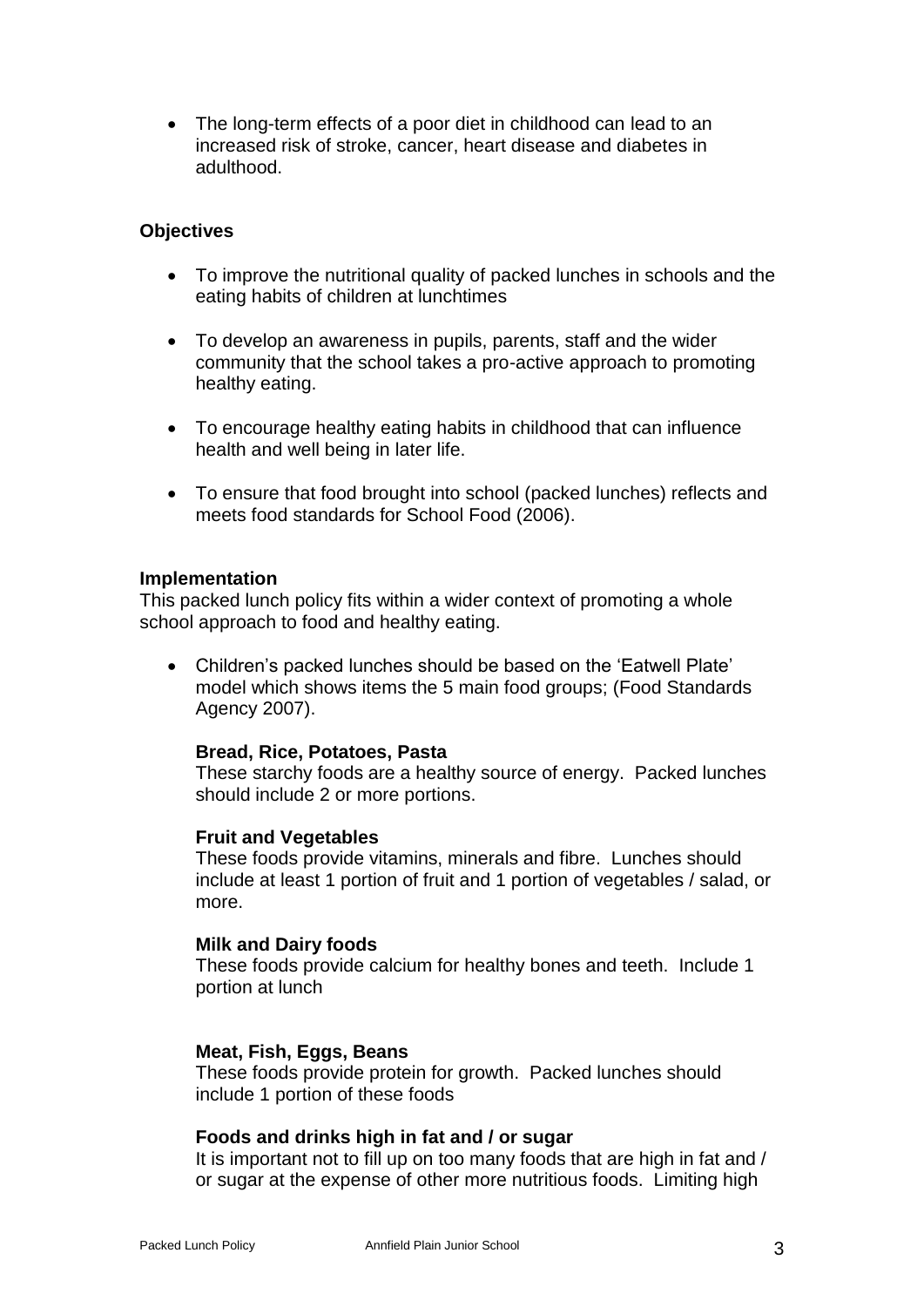- The long-term effects of a poor diet in childhood can lead to an increased risk of stroke, cancer, heart disease and diabetes in adulthood.

### Objectives

- To improve the nutritional quality of packed lunches in schools and the eating habits of children at lunchtimes
- To develop an awareness in pupils, parents, staff and the wider community that the school takes a pro-active approach to promoting healthy eating.
- To encourage healthy eating habits in childhood that can influence health and well being in later life.
- To ensure that food brought into school (packed lunches) reflects and meets food standards for School Food (2006).

### Implementation

This packed lunch policy fits within a wider context of promoting a whole school approach to food and healthy eating.

- Children's packed lunches should be based on the 'Eatwell Plate' model which shows items the 5 main food groups; (Food Standards Agency 2007).

  **Bread, Rice, Potatoes, Pasta**
  These starchy foods are a healthy source of energy. Packed lunches should include 2 or more portions.

  **Fruit and Vegetables**
  These foods provide vitamins, minerals and fibre. Lunches should include at least 1 portion of fruit and 1 portion of vegetables / salad, or more.

  **Milk and Dairy foods**
  These foods provide calcium for healthy bones and teeth. Include 1 portion at lunch

  **Meat, Fish, Eggs, Beans**
  These foods provide protein for growth. Packed lunches should include 1 portion of these foods

  **Foods and drinks high in fat and / or sugar**
  It is important not to fill up on too many foods that are high in fat / or sugar at the expense of other more nutritious foods. Limiting high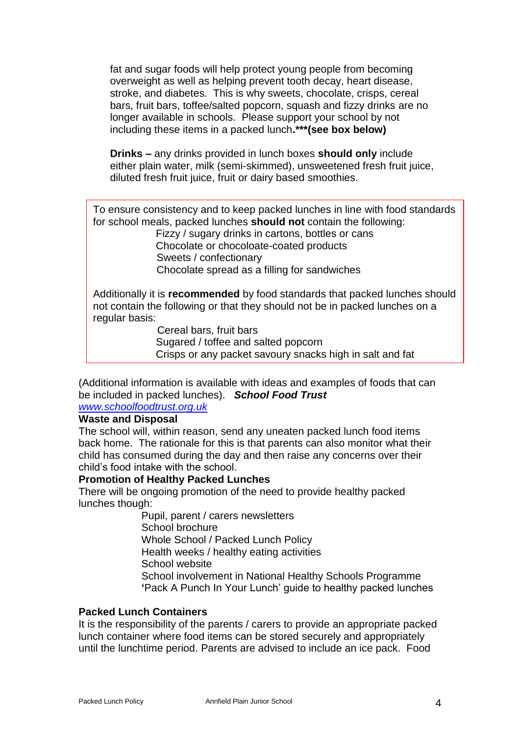fat and sugar foods will help protect young people from becoming overweight as well as helping prevent tooth decay, heart disease, stroke, and diabetes. This is why sweets, chocolate, crisps, cereal bars, fruit bars, toffee/salted popcorn, squash and fizzy drinks are no longer available in schools. Please support your school by not including these items in a packed lunch**.\*\*\*(see box below)**

**Drinks –** any drinks provided in lunch boxes **should only** include either plain water, milk (semi-skimmed), unsweetened fresh fruit juice, diluted fresh fruit juice, fruit or dairy based smoothies.

To ensure consistency and to keep packed lunches in line with food standards for school meals, packed lunches **should not** contain the following:

- Fizzy / sugary drinks in cartons, bottles or cans
- Chocolate or chocoloate-coated products
- Sweets / confectionary
- Chocolate spread as a filling for sandwiches

Additionally it is **recommended** by food standards that packed lunches should not contain the following or that they should not be in packed lunches on a regular basis:

- Cereal bars, fruit bars
- Sugared / toffee and salted popcorn
- Crisps or any packet savoury snacks high in salt and fat

(Additional information is available with ideas and examples of foods that can be included in packed lunches). ***School Food Trust*** www.schoolfoodtrust.org.uk

**Waste and Disposal**

The school will, within reason, send any uneaten packed lunch food items back home. The rationale for this is that parents can also monitor what their child has consumed during the day and then raise any concerns over their child's food intake with the school.

**Promotion of Healthy Packed Lunches**

There will be ongoing promotion of the need to provide healthy packed lunches though:

- Pupil, parent / carers newsletters
- School brochure
- Whole School / Packed Lunch Policy
- Health weeks / healthy eating activities
- School website
- School involvement in National Healthy Schools Programme
- 'Pack A Punch In Your Lunch' guide to healthy packed lunches

**Packed Lunch Containers**

It is the responsibility of the parents / carers to provide an appropriate packed lunch container where food items can be stored securely and appropriately until the lunchtime period. Parents are advised to include an ice pack. Food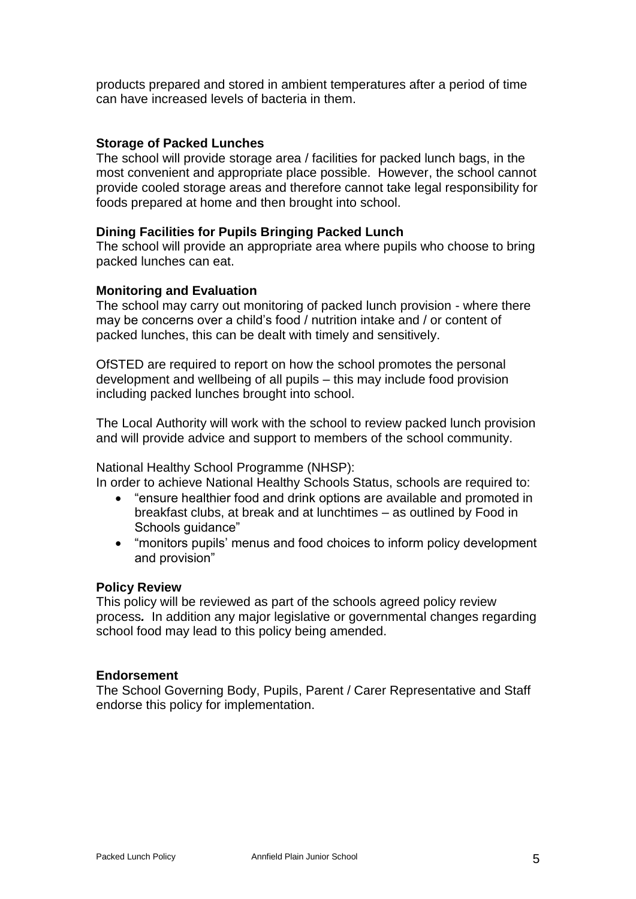products prepared and stored in ambient temperatures after a period of time can have increased levels of bacteria in them.

**Storage of Packed Lunches**

The school will provide storage area / facilities for packed lunch bags, in the most convenient and appropriate place possible. However, the school cannot provide cooled storage areas and therefore cannot take legal responsibility for foods prepared at home and then brought into school.

**Dining Facilities for Pupils Bringing Packed Lunch**

The school will provide an appropriate area where pupils who choose to bring packed lunches can eat.

**Monitoring and Evaluation**

The school may carry out monitoring of packed lunch provision - where there may be concerns over a child's food / nutrition intake and / or content of packed lunches, this can be dealt with timely and sensitively.

OfSTED are required to report on how the school promotes the personal development and wellbeing of all pupils – this may include food provision including packed lunches brought into school.

The Local Authority will work with the school to review packed lunch provision and will provide advice and support to members of the school community.

National Healthy School Programme (NHSP):

In order to achieve National Healthy Schools Status, schools are required to:

- "ensure healthier food and drink options are available and promoted in breakfast clubs, at break and at lunchtimes – as outlined by Food in Schools guidance"
- "monitors pupils' menus and food choices to inform policy development and provision"

**Policy Review**

This policy will be reviewed as part of the schools agreed policy review process*.* In addition any major legislative or governmental changes regarding school food may lead to this policy being amended.

**Endorsement**

The School Governing Body, Pupils, Parent / Carer Representative and Staff endorse this policy for implementation.